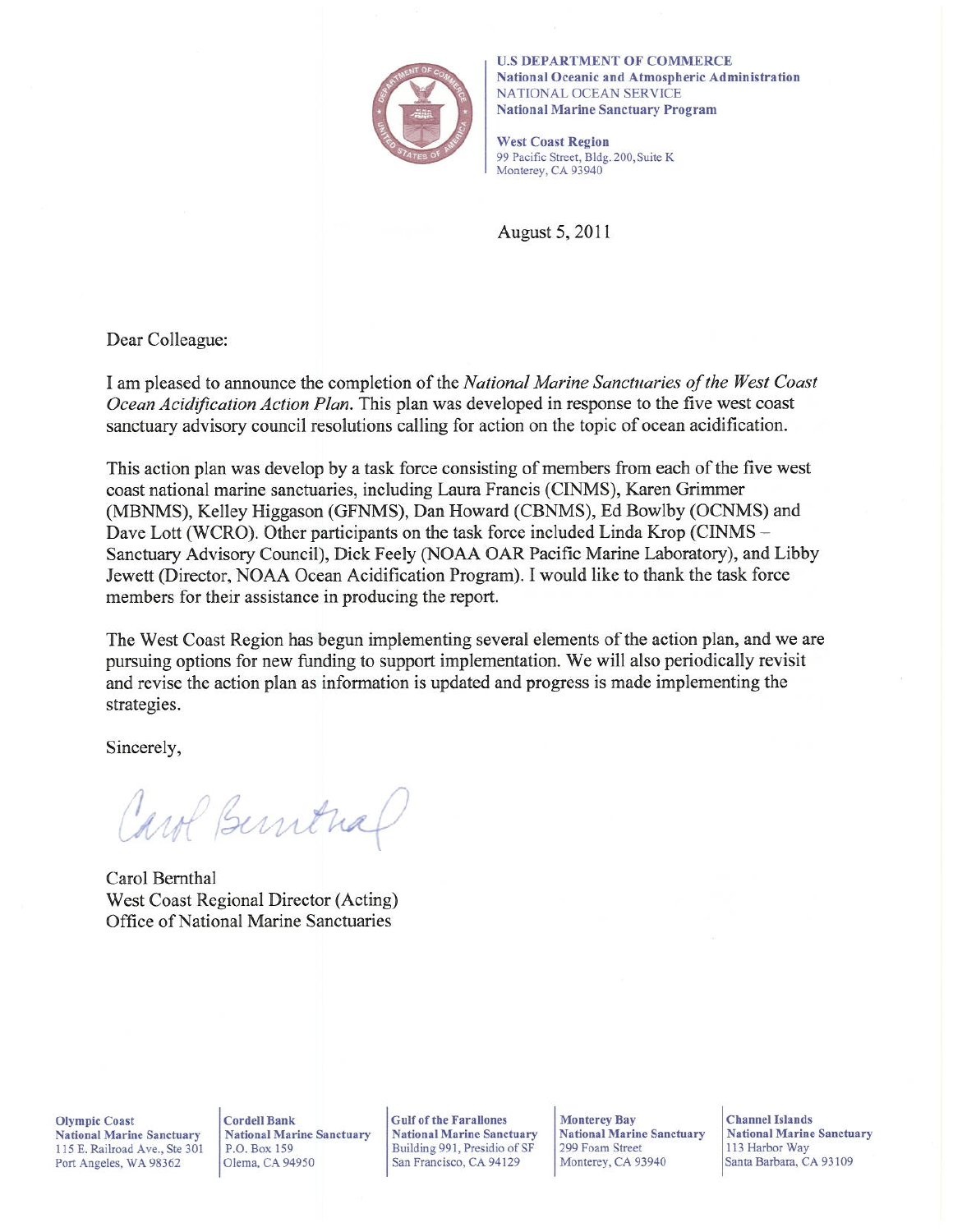**U.S DEPARTMENT OF COMMERCE**
**National Oceanic and Atmospheric Administration**
NATIONAL OCEAN SERVICE
**National Marine Sanctuary Program**

**West Coast Region**
99 Pacific Street, Bldg. 200, Suite K
Monterey, CA 93940

August 5, 2011

Dear Colleague:

I am pleased to announce the completion of the *National Marine Sanctuaries of the West Coast Ocean Acidification Action Plan*. This plan was developed in response to the five west coast sanctuary advisory council resolutions calling for action on the topic of ocean acidification.

This action plan was develop by a task force consisting of members from each of the five west coast national marine sanctuaries, including Laura Francis (CINMS), Karen Grimmer (MBNMS), Kelley Higgason (GFNMS), Dan Howard (CBNMS), Ed Bowlby (OCNMS) and Dave Lott (WCRO). Other participants on the task force included Linda Krop (CINMS – Sanctuary Advisory Council), Dick Feely (NOAA OAR Pacific Marine Laboratory), and Libby Jewett (Director, NOAA Ocean Acidification Program). I would like to thank the task force members for their assistance in producing the report.

The West Coast Region has begun implementing several elements of the action plan, and we are pursuing options for new funding to support implementation. We will also periodically revisit and revise the action plan as information is updated and progress is made implementing the strategies.

Sincerely,

Carol Bernthal

Carol Bernthal
West Coast Regional Director (Acting)
Office of National Marine Sanctuaries

**Olympic Coast**
**National Marine Sanctuary**
115 E. Railroad Ave., Ste 301
Port Angeles, WA 98362

**Cordell Bank**
**National Marine Sanctuary**
P.O. Box 159
Olema, CA 94950

**Gulf of the Farallones**
**National Marine Sanctuary**
Building 991, Presidio of SF
San Francisco, CA 94129

**Monterey Bay**
**National Marine Sanctuary**
299 Foam Street
Monterey, CA 93940

**Channel Islands**
**National Marine Sanctuary**
113 Harbor Way
Santa Barbara, CA 93109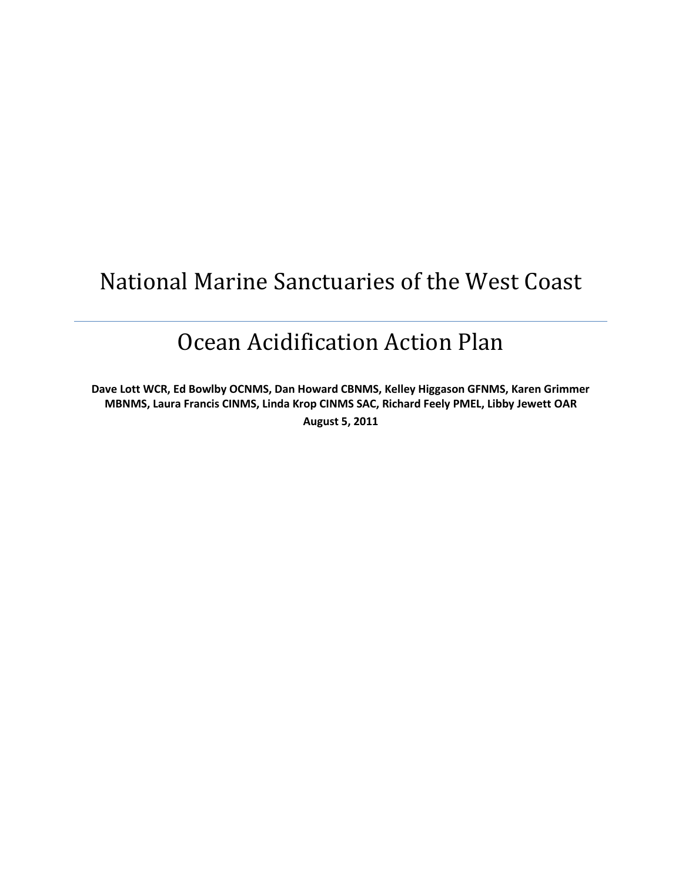# National Marine Sanctuaries of the West Coast

---

# Ocean Acidification Action Plan

**Dave Lott WCR, Ed Bowlby OCNMS, Dan Howard CBNMS, Kelley Higgason GFNMS, Karen Grimmer MBNMS, Laura Francis CINMS, Linda Krop CINMS SAC, Richard Feely PMEL, Libby Jewett OAR**

**August 5, 2011**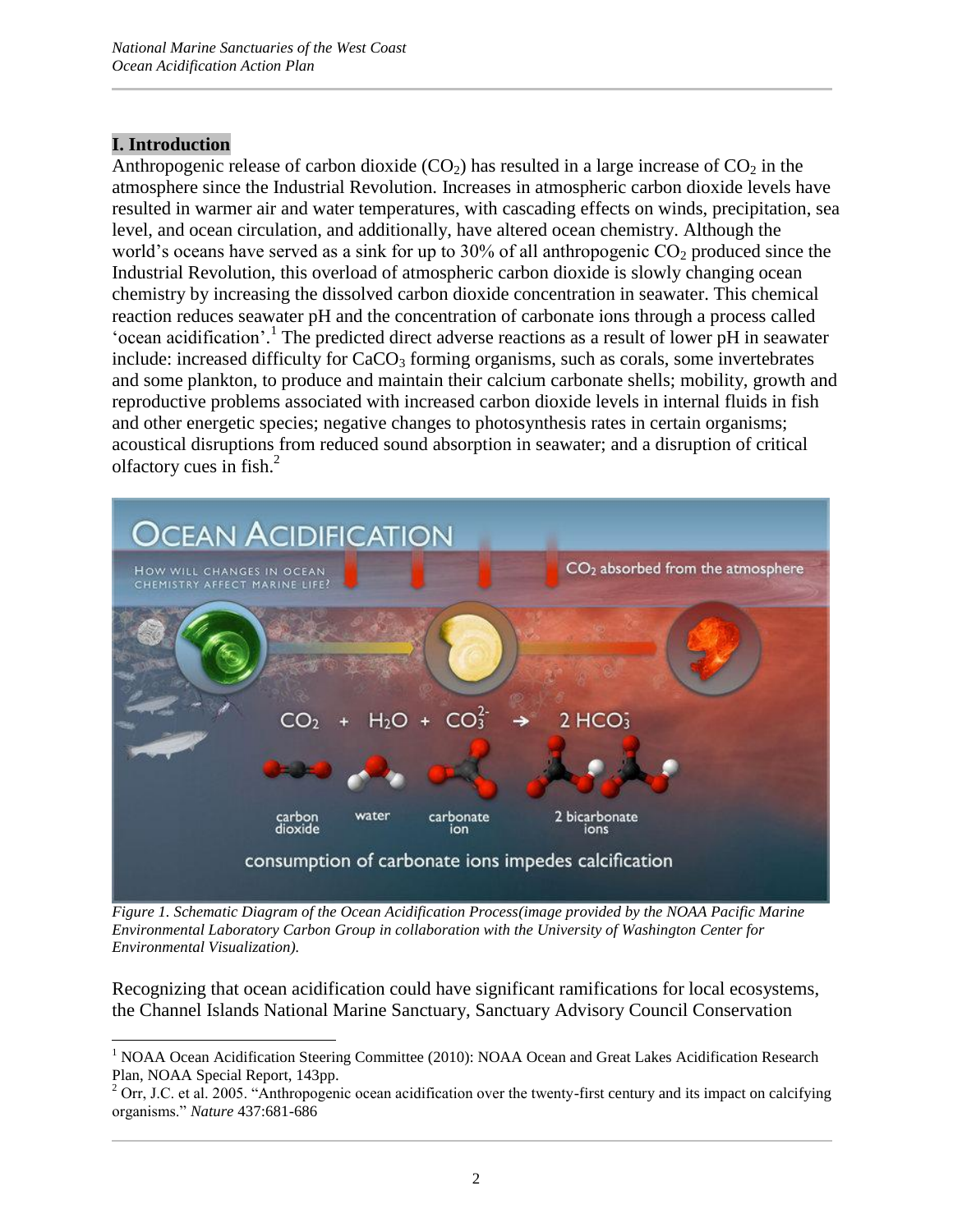## I. Introduction

Anthropogenic release of carbon dioxide ($CO_2$) has resulted in a large increase of $CO_2$ in the atmosphere since the Industrial Revolution. Increases in atmospheric carbon dioxide levels have resulted in warmer air and water temperatures, with cascading effects on winds, precipitation, sea level, and ocean circulation, and additionally, have altered ocean chemistry. Although the world's oceans have served as a sink for up to 30% of all anthropogenic $CO_2$ produced since the Industrial Revolution, this overload of atmospheric carbon dioxide is slowly changing ocean chemistry by increasing the dissolved carbon dioxide concentration in seawater. This chemical reaction reduces seawater pH and the concentration of carbonate ions through a process called 'ocean acidification'.[1] The predicted direct adverse reactions as a result of lower pH in seawater include: increased difficulty for $CaCO_3$ forming organisms, such as corals, some invertebrates and some plankton, to produce and maintain their calcium carbonate shells; mobility, growth and reproductive problems associated with increased carbon dioxide levels in internal fluids in fish and other energetic species; negative changes to photosynthesis rates in certain organisms; acoustical disruptions from reduced sound absorption in seawater; and a disruption of critical olfactory cues in fish.[2]

*Figure 1. Schematic Diagram of the Ocean Acidification Process(image provided by the NOAA Pacific Marine Environmental Laboratory Carbon Group in collaboration with the University of Washington Center for Environmental Visualization).*

Recognizing that ocean acidification could have significant ramifications for local ecosystems, the Channel Islands National Marine Sanctuary, Sanctuary Advisory Council Conservation

[1] NOAA Ocean Acidification Steering Committee (2010): NOAA Ocean and Great Lakes Acidification Research Plan, NOAA Special Report, 143pp.

[2] Orr, J.C. et al. 2005. "Anthropogenic ocean acidification over the twenty-first century and its impact on calcifying organisms." *Nature* 437:681-686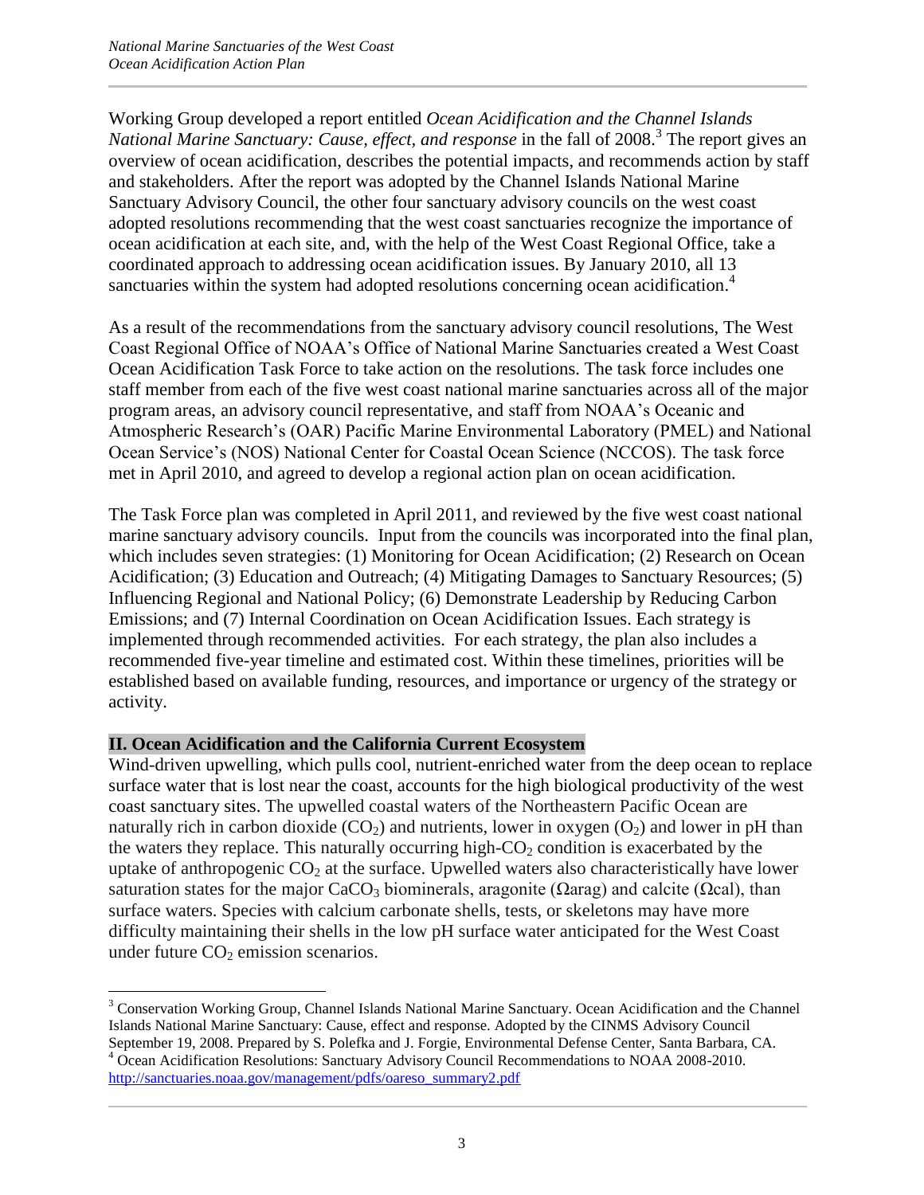Working Group developed a report entitled *Ocean Acidification and the Channel Islands National Marine Sanctuary: Cause, effect, and response* in the fall of 2008.[3] The report gives an overview of ocean acidification, describes the potential impacts, and recommends action by staff and stakeholders. After the report was adopted by the Channel Islands National Marine Sanctuary Advisory Council, the other four sanctuary advisory councils on the west coast adopted resolutions recommending that the west coast sanctuaries recognize the importance of ocean acidification at each site, and, with the help of the West Coast Regional Office, take a coordinated approach to addressing ocean acidification issues. By January 2010, all 13 sanctuaries within the system had adopted resolutions concerning ocean acidification.[4]

As a result of the recommendations from the sanctuary advisory council resolutions, The West Coast Regional Office of NOAA's Office of National Marine Sanctuaries created a West Coast Ocean Acidification Task Force to take action on the resolutions. The task force includes one staff member from each of the five west coast national marine sanctuaries across all of the major program areas, an advisory council representative, and staff from NOAA's Oceanic and Atmospheric Research's (OAR) Pacific Marine Environmental Laboratory (PMEL) and National Ocean Service's (NOS) National Center for Coastal Ocean Science (NCCOS). The task force met in April 2010, and agreed to develop a regional action plan on ocean acidification.

The Task Force plan was completed in April 2011, and reviewed by the five west coast national marine sanctuary advisory councils. Input from the councils was incorporated into the final plan, which includes seven strategies: (1) Monitoring for Ocean Acidification; (2) Research on Ocean Acidification; (3) Education and Outreach; (4) Mitigating Damages to Sanctuary Resources; (5) Influencing Regional and National Policy; (6) Demonstrate Leadership by Reducing Carbon Emissions; and (7) Internal Coordination on Ocean Acidification Issues. Each strategy is implemented through recommended activities. For each strategy, the plan also includes a recommended five-year timeline and estimated cost. Within these timelines, priorities will be established based on available funding, resources, and importance or urgency of the strategy or activity.

## II. Ocean Acidification and the California Current Ecosystem

Wind-driven upwelling, which pulls cool, nutrient-enriched water from the deep ocean to replace surface water that is lost near the coast, accounts for the high biological productivity of the west coast sanctuary sites. The upwelled coastal waters of the Northeastern Pacific Ocean are naturally rich in carbon dioxide ($CO_2$) and nutrients, lower in oxygen ($O_2$) and lower in pH than the waters they replace. This naturally occurring high-$CO_2$ condition is exacerbated by the uptake of anthropogenic $CO_2$ at the surface. Upwelled waters also characteristically have lower saturation states for the major $CaCO_3$ biominerals, aragonite ($\Omega$arag) and calcite ($\Omega$cal), than surface waters. Species with calcium carbonate shells, tests, or skeletons may have more difficulty maintaining their shells in the low pH surface water anticipated for the West Coast under future $CO_2$ emission scenarios.

---

[3] Conservation Working Group, Channel Islands National Marine Sanctuary. Ocean Acidification and the Channel Islands National Marine Sanctuary: Cause, effect and response. Adopted by the CINMS Advisory Council September 19, 2008. Prepared by S. Polefka and J. Forgie, Environmental Defense Center, Santa Barbara, CA.

[4] Ocean Acidification Resolutions: Sanctuary Advisory Council Recommendations to NOAA 2008-2010. http://sanctuaries.noaa.gov/management/pdfs/oareso_summary2.pdf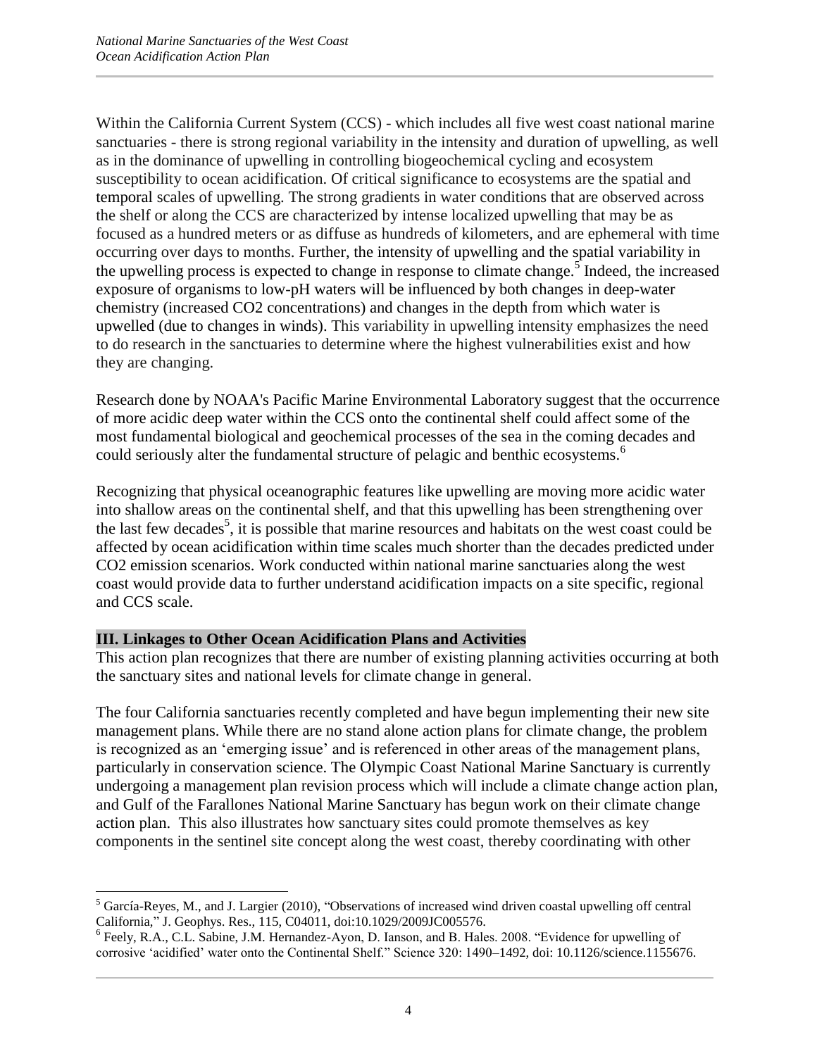Within the California Current System (CCS) - which includes all five west coast national marine sanctuaries - there is strong regional variability in the intensity and duration of upwelling, as well as in the dominance of upwelling in controlling biogeochemical cycling and ecosystem susceptibility to ocean acidification. Of critical significance to ecosystems are the spatial and temporal scales of upwelling. The strong gradients in water conditions that are observed across the shelf or along the CCS are characterized by intense localized upwelling that may be as focused as a hundred meters or as diffuse as hundreds of kilometers, and are ephemeral with time occurring over days to months. Further, the intensity of upwelling and the spatial variability in the upwelling process is expected to change in response to climate change.[5] Indeed, the increased exposure of organisms to low-pH waters will be influenced by both changes in deep-water chemistry (increased $CO_2$ concentrations) and changes in the depth from which water is upwelled (due to changes in winds). This variability in upwelling intensity emphasizes the need to do research in the sanctuaries to determine where the highest vulnerabilities exist and how they are changing.

Research done by NOAA's Pacific Marine Environmental Laboratory suggest that the occurrence of more acidic deep water within the CCS onto the continental shelf could affect some of the most fundamental biological and geochemical processes of the sea in the coming decades and could seriously alter the fundamental structure of pelagic and benthic ecosystems.[6]

Recognizing that physical oceanographic features like upwelling are moving more acidic water into shallow areas on the continental shelf, and that this upwelling has been strengthening over the last few decades[5], it is possible that marine resources and habitats on the west coast could be affected by ocean acidification within time scales much shorter than the decades predicted under $CO_2$ emission scenarios. Work conducted within national marine sanctuaries along the west coast would provide data to further understand acidification impacts on a site specific, regional and CCS scale.

## III. Linkages to Other Ocean Acidification Plans and Activities

This action plan recognizes that there are number of existing planning activities occurring at both the sanctuary sites and national levels for climate change in general.

The four California sanctuaries recently completed and have begun implementing their new site management plans. While there are no stand alone action plans for climate change, the problem is recognized as an 'emerging issue' and is referenced in other areas of the management plans, particularly in conservation science. The Olympic Coast National Marine Sanctuary is currently undergoing a management plan revision process which will include a climate change action plan, and Gulf of the Farallones National Marine Sanctuary has begun work on their climate change action plan. This also illustrates how sanctuary sites could promote themselves as key components in the sentinel site concept along the west coast, thereby coordinating with other

---

[5] García-Reyes, M., and J. Largier (2010), "Observations of increased wind driven coastal upwelling off central California," J. Geophys. Res., 115, C04011, doi:10.1029/2009JC005576.

[6] Feely, R.A., C.L. Sabine, J.M. Hernandez-Ayon, D. Ianson, and B. Hales. 2008. "Evidence for upwelling of corrosive 'acidified' water onto the Continental Shelf." Science 320: 1490–1492, doi: 10.1126/science.1155676.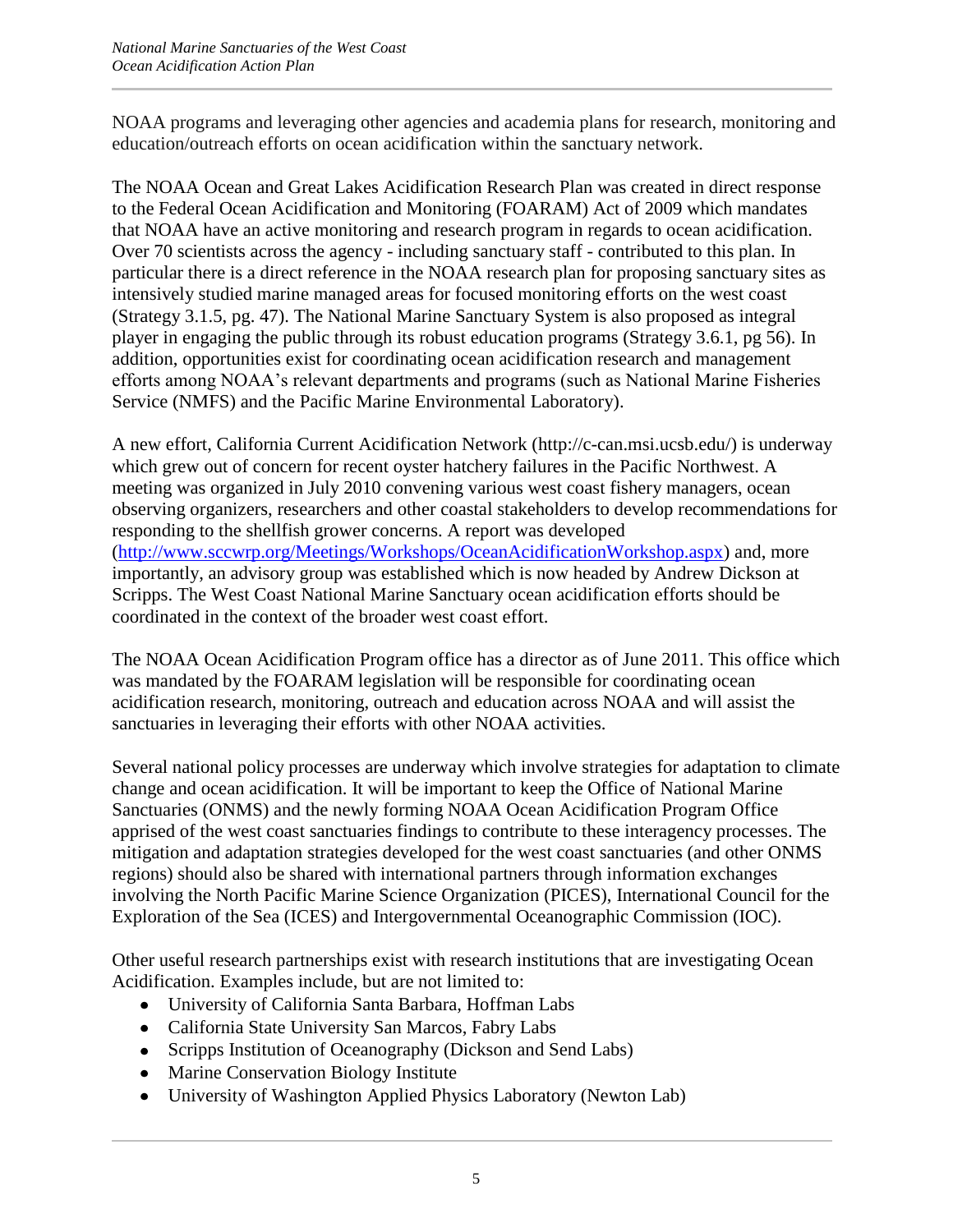NOAA programs and leveraging other agencies and academia plans for research, monitoring and education/outreach efforts on ocean acidification within the sanctuary network.

The NOAA Ocean and Great Lakes Acidification Research Plan was created in direct response to the Federal Ocean Acidification and Monitoring (FOARAM) Act of 2009 which mandates that NOAA have an active monitoring and research program in regards to ocean acidification. Over 70 scientists across the agency - including sanctuary staff - contributed to this plan. In particular there is a direct reference in the NOAA research plan for proposing sanctuary sites as intensively studied marine managed areas for focused monitoring efforts on the west coast (Strategy 3.1.5, pg. 47). The National Marine Sanctuary System is also proposed as integral player in engaging the public through its robust education programs (Strategy 3.6.1, pg 56). In addition, opportunities exist for coordinating ocean acidification research and management efforts among NOAA's relevant departments and programs (such as National Marine Fisheries Service (NMFS) and the Pacific Marine Environmental Laboratory).

A new effort, California Current Acidification Network (http://c-can.msi.ucsb.edu/) is underway which grew out of concern for recent oyster hatchery failures in the Pacific Northwest. A meeting was organized in July 2010 convening various west coast fishery managers, ocean observing organizers, researchers and other coastal stakeholders to develop recommendations for responding to the shellfish grower concerns. A report was developed (http://www.sccwrp.org/Meetings/Workshops/OceanAcidificationWorkshop.aspx) and, more importantly, an advisory group was established which is now headed by Andrew Dickson at Scripps. The West Coast National Marine Sanctuary ocean acidification efforts should be coordinated in the context of the broader west coast effort.

The NOAA Ocean Acidification Program office has a director as of June 2011. This office which was mandated by the FOARAM legislation will be responsible for coordinating ocean acidification research, monitoring, outreach and education across NOAA and will assist the sanctuaries in leveraging their efforts with other NOAA activities.

Several national policy processes are underway which involve strategies for adaptation to climate change and ocean acidification. It will be important to keep the Office of National Marine Sanctuaries (ONMS) and the newly forming NOAA Ocean Acidification Program Office apprised of the west coast sanctuaries findings to contribute to these interagency processes. The mitigation and adaptation strategies developed for the west coast sanctuaries (and other ONMS regions) should also be shared with international partners through information exchanges involving the North Pacific Marine Science Organization (PICES), International Council for the Exploration of the Sea (ICES) and Intergovernmental Oceanographic Commission (IOC).

Other useful research partnerships exist with research institutions that are investigating Ocean Acidification. Examples include, but are not limited to:

- University of California Santa Barbara, Hoffman Labs
- California State University San Marcos, Fabry Labs
- Scripps Institution of Oceanography (Dickson and Send Labs)
- Marine Conservation Biology Institute
- University of Washington Applied Physics Laboratory (Newton Lab)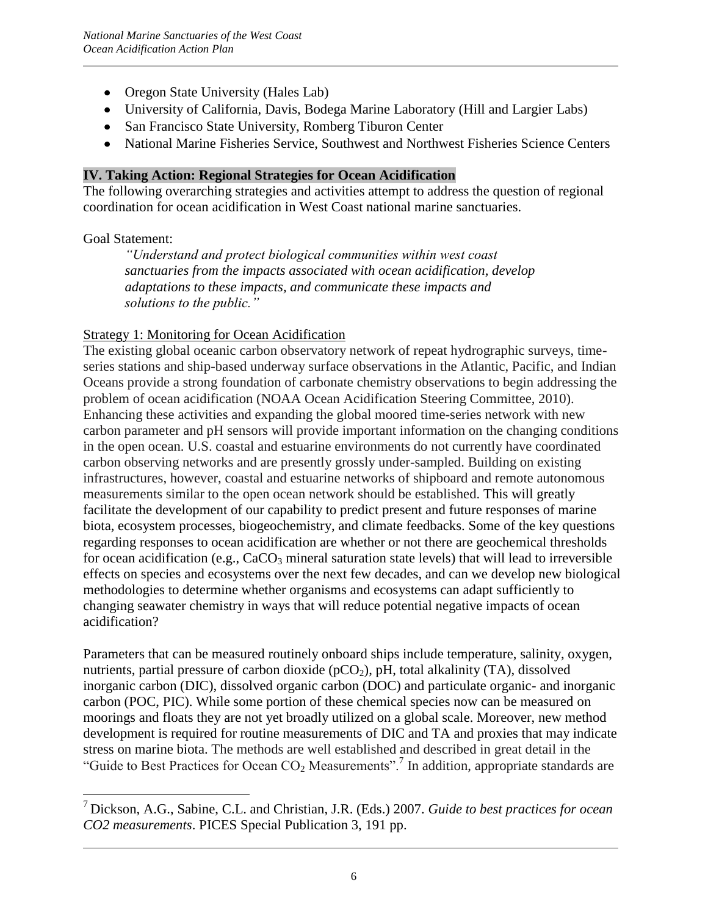- Oregon State University (Hales Lab)
- University of California, Davis, Bodega Marine Laboratory (Hill and Largier Labs)
- San Francisco State University, Romberg Tiburon Center
- National Marine Fisheries Service, Southwest and Northwest Fisheries Science Centers

## IV. Taking Action: Regional Strategies for Ocean Acidification

The following overarching strategies and activities attempt to address the question of regional coordination for ocean acidification in West Coast national marine sanctuaries.

Goal Statement:

> *"Understand and protect biological communities within west coast sanctuaries from the impacts associated with ocean acidification, develop adaptations to these impacts, and communicate these impacts and solutions to the public."*

### Strategy 1: Monitoring for Ocean Acidification

The existing global oceanic carbon observatory network of repeat hydrographic surveys, time-series stations and ship-based underway surface observations in the Atlantic, Pacific, and Indian Oceans provide a strong foundation of carbonate chemistry observations to begin addressing the problem of ocean acidification (NOAA Ocean Acidification Steering Committee, 2010). Enhancing these activities and expanding the global moored time-series network with new carbon parameter and pH sensors will provide important information on the changing conditions in the open ocean. U.S. coastal and estuarine environments do not currently have coordinated carbon observing networks and are presently grossly under-sampled. Building on existing infrastructures, however, coastal and estuarine networks of shipboard and remote autonomous measurements similar to the open ocean network should be established. This will greatly facilitate the development of our capability to predict present and future responses of marine biota, ecosystem processes, biogeochemistry, and climate feedbacks. Some of the key questions regarding responses to ocean acidification are whether or not there are geochemical thresholds for ocean acidification (e.g., $CaCO_3$ mineral saturation state levels) that will lead to irreversible effects on species and ecosystems over the next few decades, and can we develop new biological methodologies to determine whether organisms and ecosystems can adapt sufficiently to changing seawater chemistry in ways that will reduce potential negative impacts of ocean acidification?

Parameters that can be measured routinely onboard ships include temperature, salinity, oxygen, nutrients, partial pressure of carbon dioxide ($pCO_2$), pH, total alkalinity (TA), dissolved inorganic carbon (DIC), dissolved organic carbon (DOC) and particulate organic- and inorganic carbon (POC, PIC). While some portion of these chemical species now can be measured on moorings and floats they are not yet broadly utilized on a global scale. Moreover, new method development is required for routine measurements of DIC and TA and proxies that may indicate stress on marine biota. The methods are well established and described in great detail in the "Guide to Best Practices for Ocean $CO_2$ Measurements".[7] In addition, appropriate standards are

[7] Dickson, A.G., Sabine, C.L. and Christian, J.R. (Eds.) 2007. *Guide to best practices for ocean CO2 measurements*. PICES Special Publication 3, 191 pp.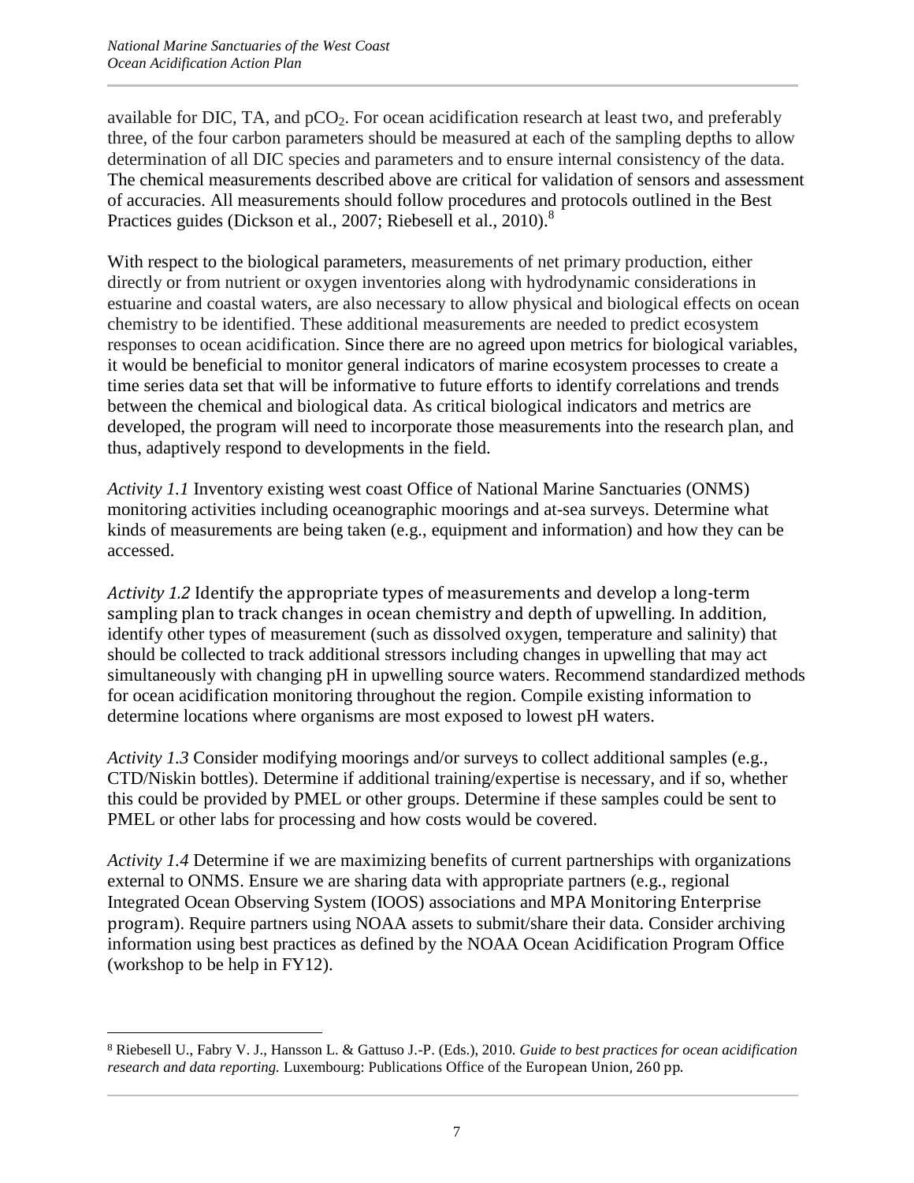available for DIC, TA, and $pCO_2$. For ocean acidification research at least two, and preferably three, of the four carbon parameters should be measured at each of the sampling depths to allow determination of all DIC species and parameters and to ensure internal consistency of the data. The chemical measurements described above are critical for validation of sensors and assessment of accuracies. All measurements should follow procedures and protocols outlined in the Best Practices guides (Dickson et al., 2007; Riebesell et al., 2010).[8]

With respect to the biological parameters, measurements of net primary production, either directly or from nutrient or oxygen inventories along with hydrodynamic considerations in estuarine and coastal waters, are also necessary to allow physical and biological effects on ocean chemistry to be identified. These additional measurements are needed to predict ecosystem responses to ocean acidification. Since there are no agreed upon metrics for biological variables, it would be beneficial to monitor general indicators of marine ecosystem processes to create a time series data set that will be informative to future efforts to identify correlations and trends between the chemical and biological data. As critical biological indicators and metrics are developed, the program will need to incorporate those measurements into the research plan, and thus, adaptively respond to developments in the field.

*Activity 1.1* Inventory existing west coast Office of National Marine Sanctuaries (ONMS) monitoring activities including oceanographic moorings and at-sea surveys. Determine what kinds of measurements are being taken (e.g., equipment and information) and how they can be accessed.

*Activity 1.2* Identify the appropriate types of measurements and develop a long-term sampling plan to track changes in ocean chemistry and depth of upwelling. In addition, identify other types of measurement (such as dissolved oxygen, temperature and salinity) that should be collected to track additional stressors including changes in upwelling that may act simultaneously with changing pH in upwelling source waters. Recommend standardized methods for ocean acidification monitoring throughout the region. Compile existing information to determine locations where organisms are most exposed to lowest pH waters.

*Activity 1.3* Consider modifying moorings and/or surveys to collect additional samples (e.g., CTD/Niskin bottles). Determine if additional training/expertise is necessary, and if so, whether this could be provided by PMEL or other groups. Determine if these samples could be sent to PMEL or other labs for processing and how costs would be covered.

*Activity 1.4* Determine if we are maximizing benefits of current partnerships with organizations external to ONMS. Ensure we are sharing data with appropriate partners (e.g., regional Integrated Ocean Observing System (IOOS) associations and MPA Monitoring Enterprise program). Require partners using NOAA assets to submit/share their data. Consider archiving information using best practices as defined by the NOAA Ocean Acidification Program Office (workshop to be help in FY12).

---

[8] Riebesell U., Fabry V. J., Hansson L. & Gattuso J.-P. (Eds.), 2010. *Guide to best practices for ocean acidification research and data reporting.* Luxembourg: Publications Office of the European Union, 260 pp.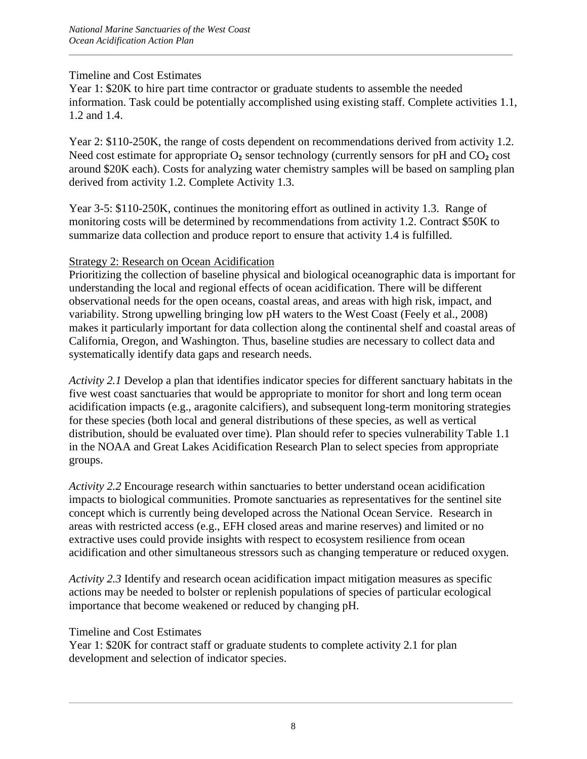Timeline and Cost Estimates

Year 1: \$20K to hire part time contractor or graduate students to assemble the needed information. Task could be potentially accomplished using existing staff. Complete activities 1.1, 1.2 and 1.4.

Year 2: \$110-250K, the range of costs dependent on recommendations derived from activity 1.2. Need cost estimate for appropriate $O_2$ sensor technology (currently sensors for pH and $CO_2$ cost around \$20K each). Costs for analyzing water chemistry samples will be based on sampling plan derived from activity 1.2. Complete Activity 1.3.

Year 3-5: \$110-250K, continues the monitoring effort as outlined in activity 1.3. Range of monitoring costs will be determined by recommendations from activity 1.2. Contract \$50K to summarize data collection and produce report to ensure that activity 1.4 is fulfilled.

<u>Strategy 2: Research on Ocean Acidification</u>

Prioritizing the collection of baseline physical and biological oceanographic data is important for understanding the local and regional effects of ocean acidification. There will be different observational needs for the open oceans, coastal areas, and areas with high risk, impact, and variability. Strong upwelling bringing low pH waters to the West Coast (Feely et al., 2008) makes it particularly important for data collection along the continental shelf and coastal areas of California, Oregon, and Washington. Thus, baseline studies are necessary to collect data and systematically identify data gaps and research needs.

*Activity 2.1* Develop a plan that identifies indicator species for different sanctuary habitats in the five west coast sanctuaries that would be appropriate to monitor for short and long term ocean acidification impacts (e.g., aragonite calcifiers), and subsequent long-term monitoring strategies for these species (both local and general distributions of these species, as well as vertical distribution, should be evaluated over time). Plan should refer to species vulnerability Table 1.1 in the NOAA and Great Lakes Acidification Research Plan to select species from appropriate groups.

*Activity 2.2* Encourage research within sanctuaries to better understand ocean acidification impacts to biological communities. Promote sanctuaries as representatives for the sentinel site concept which is currently being developed across the National Ocean Service. Research in areas with restricted access (e.g., EFH closed areas and marine reserves) and limited or no extractive uses could provide insights with respect to ecosystem resilience from ocean acidification and other simultaneous stressors such as changing temperature or reduced oxygen.

*Activity 2.3* Identify and research ocean acidification impact mitigation measures as specific actions may be needed to bolster or replenish populations of species of particular ecological importance that become weakened or reduced by changing pH.

Timeline and Cost Estimates

Year 1: \$20K for contract staff or graduate students to complete activity 2.1 for plan development and selection of indicator species.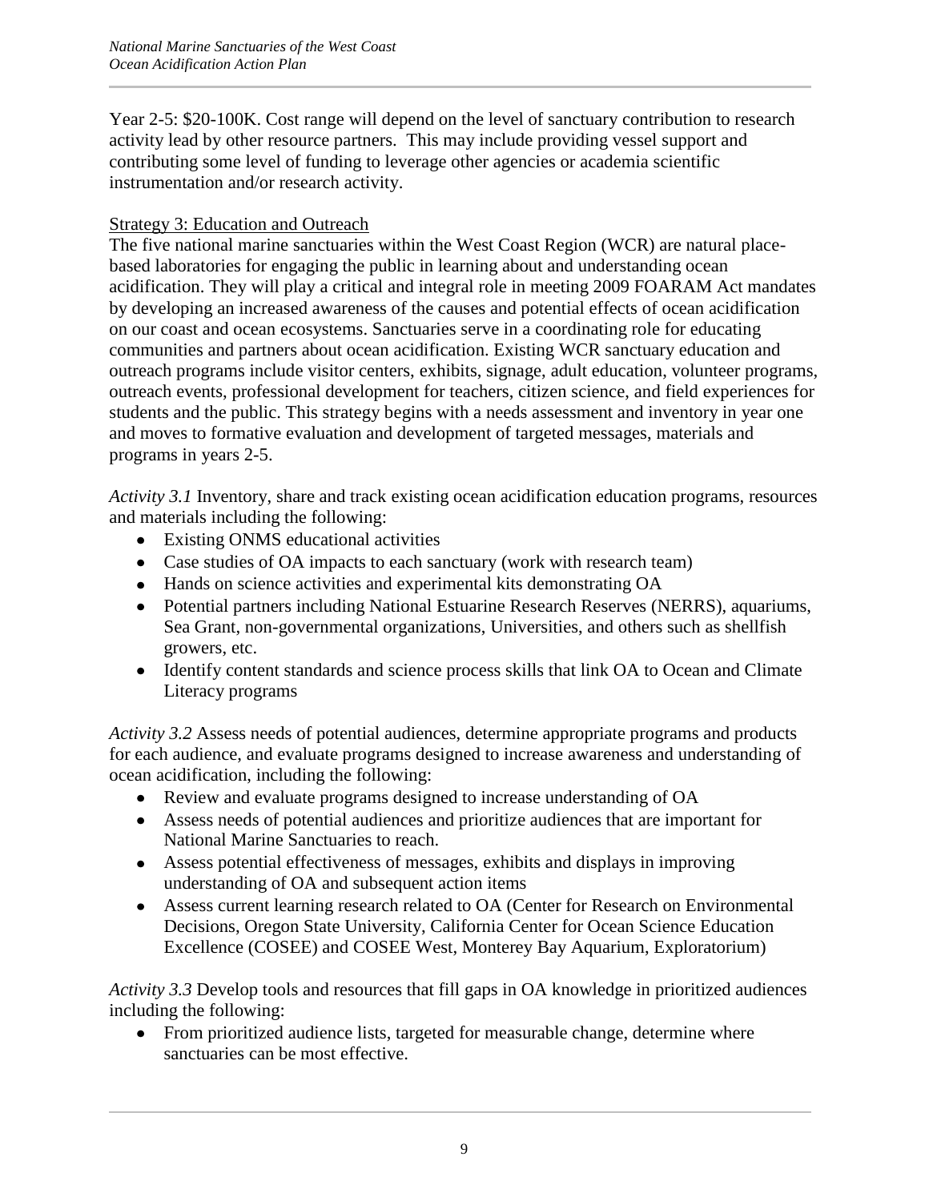Year 2-5: $20-100K. Cost range will depend on the level of sanctuary contribution to research activity lead by other resource partners. This may include providing vessel support and contributing some level of funding to leverage other agencies or academia scientific instrumentation and/or research activity.

Strategy 3: Education and Outreach

The five national marine sanctuaries within the West Coast Region (WCR) are natural place-based laboratories for engaging the public in learning about and understanding ocean acidification. They will play a critical and integral role in meeting 2009 FOARAM Act mandates by developing an increased awareness of the causes and potential effects of ocean acidification on our coast and ocean ecosystems. Sanctuaries serve in a coordinating role for educating communities and partners about ocean acidification. Existing WCR sanctuary education and outreach programs include visitor centers, exhibits, signage, adult education, volunteer programs, outreach events, professional development for teachers, citizen science, and field experiences for students and the public. This strategy begins with a needs assessment and inventory in year one and moves to formative evaluation and development of targeted messages, materials and programs in years 2-5.

*Activity 3.1* Inventory, share and track existing ocean acidification education programs, resources and materials including the following:

- Existing ONMS educational activities
- Case studies of OA impacts to each sanctuary (work with research team)
- Hands on science activities and experimental kits demonstrating OA
- Potential partners including National Estuarine Research Reserves (NERRS), aquariums, Sea Grant, non-governmental organizations, Universities, and others such as shellfish growers, etc.
- Identify content standards and science process skills that link OA to Ocean and Climate Literacy programs

*Activity 3.2* Assess needs of potential audiences, determine appropriate programs and products for each audience, and evaluate programs designed to increase awareness and understanding of ocean acidification, including the following:

- Review and evaluate programs designed to increase understanding of OA
- Assess needs of potential audiences and prioritize audiences that are important for National Marine Sanctuaries to reach.
- Assess potential effectiveness of messages, exhibits and displays in improving understanding of OA and subsequent action items
- Assess current learning research related to OA (Center for Research on Environmental Decisions, Oregon State University, California Center for Ocean Science Education Excellence (COSEE) and COSEE West, Monterey Bay Aquarium, Exploratorium)

*Activity 3.3* Develop tools and resources that fill gaps in OA knowledge in prioritized audiences including the following:

- From prioritized audience lists, targeted for measurable change, determine where sanctuaries can be most effective.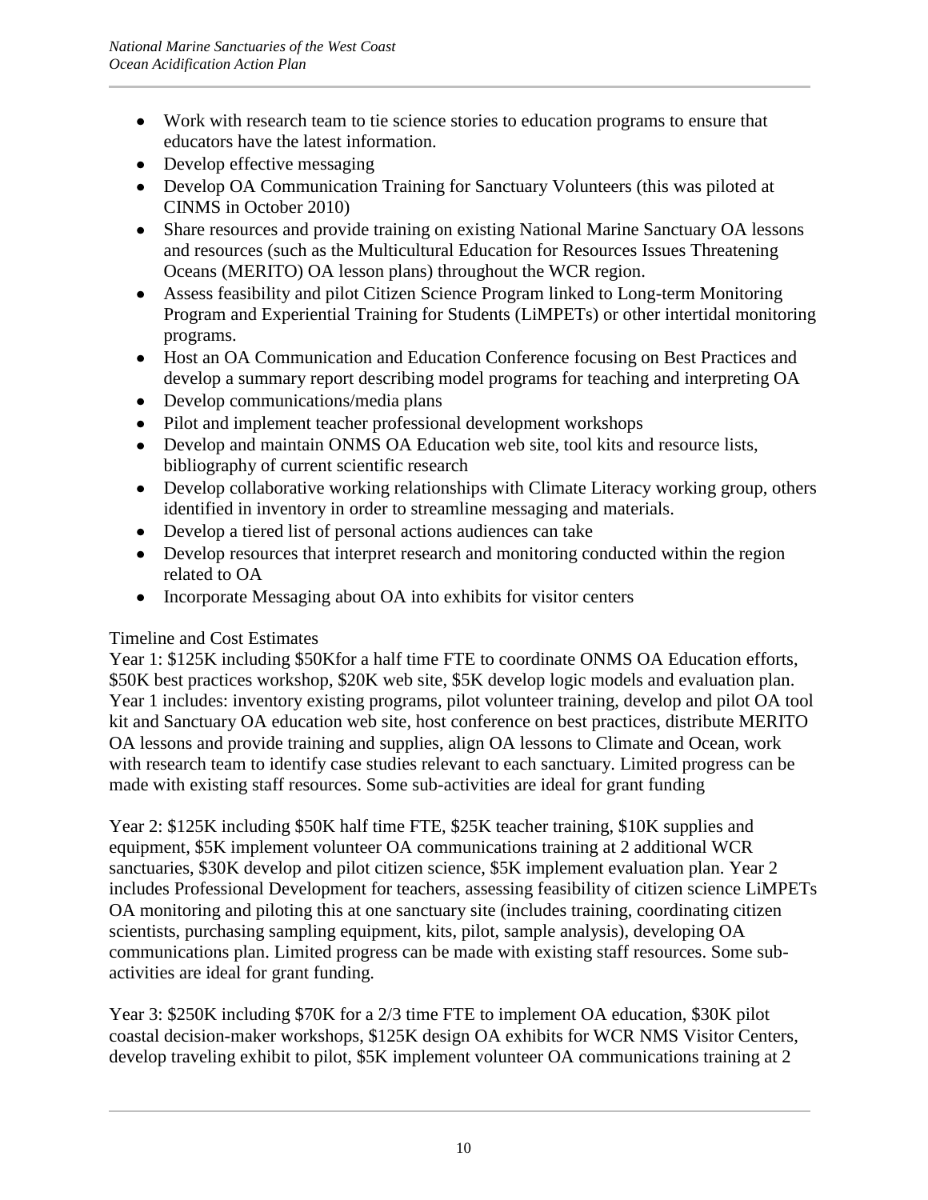- Work with research team to tie science stories to education programs to ensure that educators have the latest information.
- Develop effective messaging
- Develop OA Communication Training for Sanctuary Volunteers (this was piloted at CINMS in October 2010)
- Share resources and provide training on existing National Marine Sanctuary OA lessons and resources (such as the Multicultural Education for Resources Issues Threatening Oceans (MERITO) OA lesson plans) throughout the WCR region.
- Assess feasibility and pilot Citizen Science Program linked to Long-term Monitoring Program and Experiential Training for Students (LiMPETs) or other intertidal monitoring programs.
- Host an OA Communication and Education Conference focusing on Best Practices and develop a summary report describing model programs for teaching and interpreting OA
- Develop communications/media plans
- Pilot and implement teacher professional development workshops
- Develop and maintain ONMS OA Education web site, tool kits and resource lists, bibliography of current scientific research
- Develop collaborative working relationships with Climate Literacy working group, others identified in inventory in order to streamline messaging and materials.
- Develop a tiered list of personal actions audiences can take
- Develop resources that interpret research and monitoring conducted within the region related to OA
- Incorporate Messaging about OA into exhibits for visitor centers

Timeline and Cost Estimates

Year 1: $125K including $50Kfor a half time FTE to coordinate ONMS OA Education efforts, $50K best practices workshop, $20K web site, $5K develop logic models and evaluation plan. Year 1 includes: inventory existing programs, pilot volunteer training, develop and pilot OA tool kit and Sanctuary OA education web site, host conference on best practices, distribute MERITO OA lessons and provide training and supplies, align OA lessons to Climate and Ocean, work with research team to identify case studies relevant to each sanctuary. Limited progress can be made with existing staff resources. Some sub-activities are ideal for grant funding

Year 2: $125K including $50K half time FTE, $25K teacher training, $10K supplies and equipment, $5K implement volunteer OA communications training at 2 additional WCR sanctuaries, $30K develop and pilot citizen science, $5K implement evaluation plan. Year 2 includes Professional Development for teachers, assessing feasibility of citizen science LiMPETs OA monitoring and piloting this at one sanctuary site (includes training, coordinating citizen scientists, purchasing sampling equipment, kits, pilot, sample analysis), developing OA communications plan. Limited progress can be made with existing staff resources. Some sub-activities are ideal for grant funding.

Year 3: $250K including $70K for a 2/3 time FTE to implement OA education, $30K pilot coastal decision-maker workshops, $125K design OA exhibits for WCR NMS Visitor Centers, develop traveling exhibit to pilot, $5K implement volunteer OA communications training at 2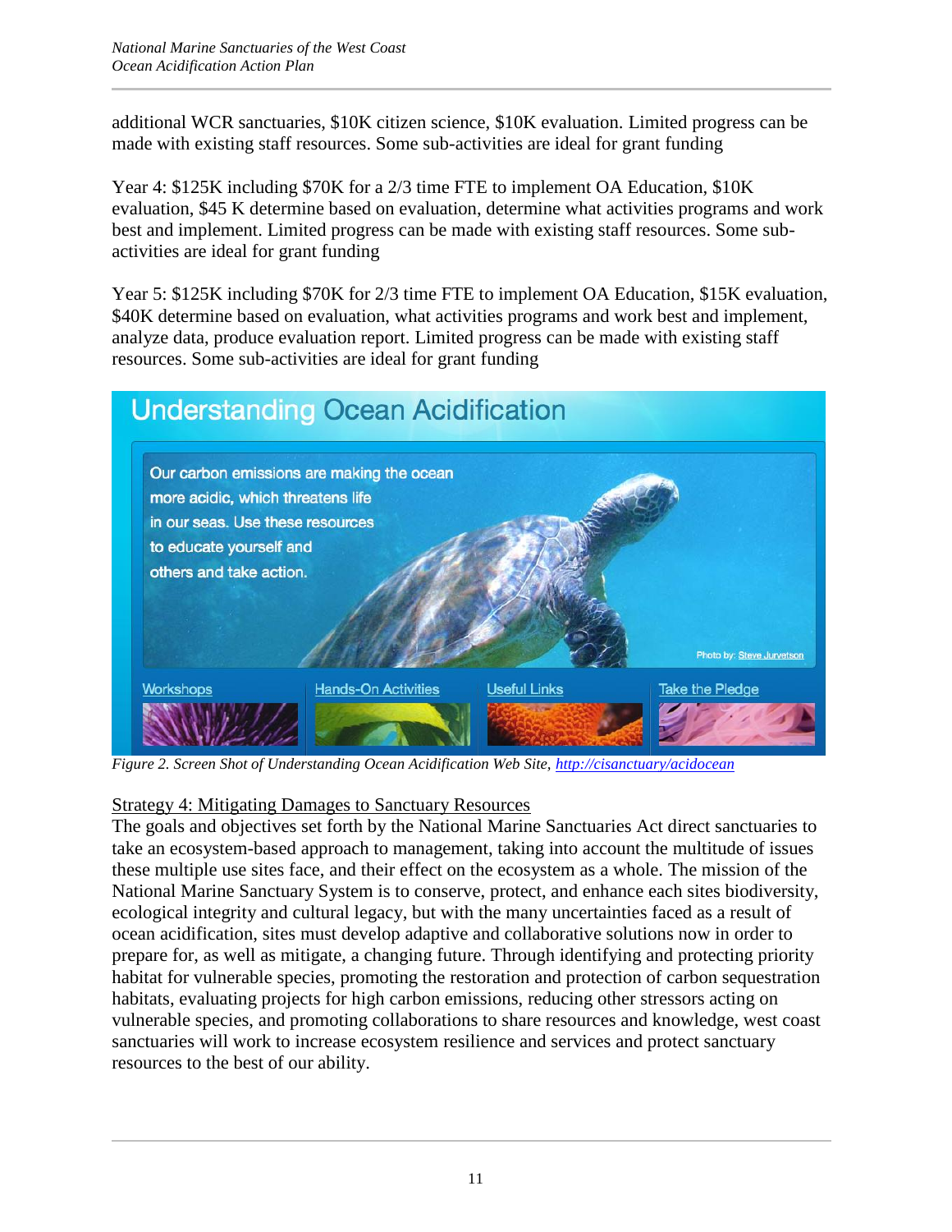additional WCR sanctuaries, $10K citizen science, $10K evaluation. Limited progress can be made with existing staff resources. Some sub-activities are ideal for grant funding

Year 4: $125K including $70K for a 2/3 time FTE to implement OA Education, $10K evaluation, $45 K determine based on evaluation, determine what activities programs and work best and implement. Limited progress can be made with existing staff resources. Some sub-activities are ideal for grant funding

Year 5: $125K including $70K for 2/3 time FTE to implement OA Education, $15K evaluation, $40K determine based on evaluation, what activities programs and work best and implement, analyze data, produce evaluation report. Limited progress can be made with existing staff resources. Some sub-activities are ideal for grant funding

*Figure 2. Screen Shot of Understanding Ocean Acidification Web Site, http://cisanctuary/acidocean*

Strategy 4: Mitigating Damages to Sanctuary Resources

The goals and objectives set forth by the National Marine Sanctuaries Act direct sanctuaries to take an ecosystem-based approach to management, taking into account the multitude of issues these multiple use sites face, and their effect on the ecosystem as a whole. The mission of the National Marine Sanctuary System is to conserve, protect, and enhance each sites biodiversity, ecological integrity and cultural legacy, but with the many uncertainties faced as a result of ocean acidification, sites must develop adaptive and collaborative solutions now in order to prepare for, as well as mitigate, a changing future. Through identifying and protecting priority habitat for vulnerable species, promoting the restoration and protection of carbon sequestration habitats, evaluating projects for high carbon emissions, reducing other stressors acting on vulnerable species, and promoting collaborations to share resources and knowledge, west coast sanctuaries will work to increase ecosystem resilience and services and protect sanctuary resources to the best of our ability.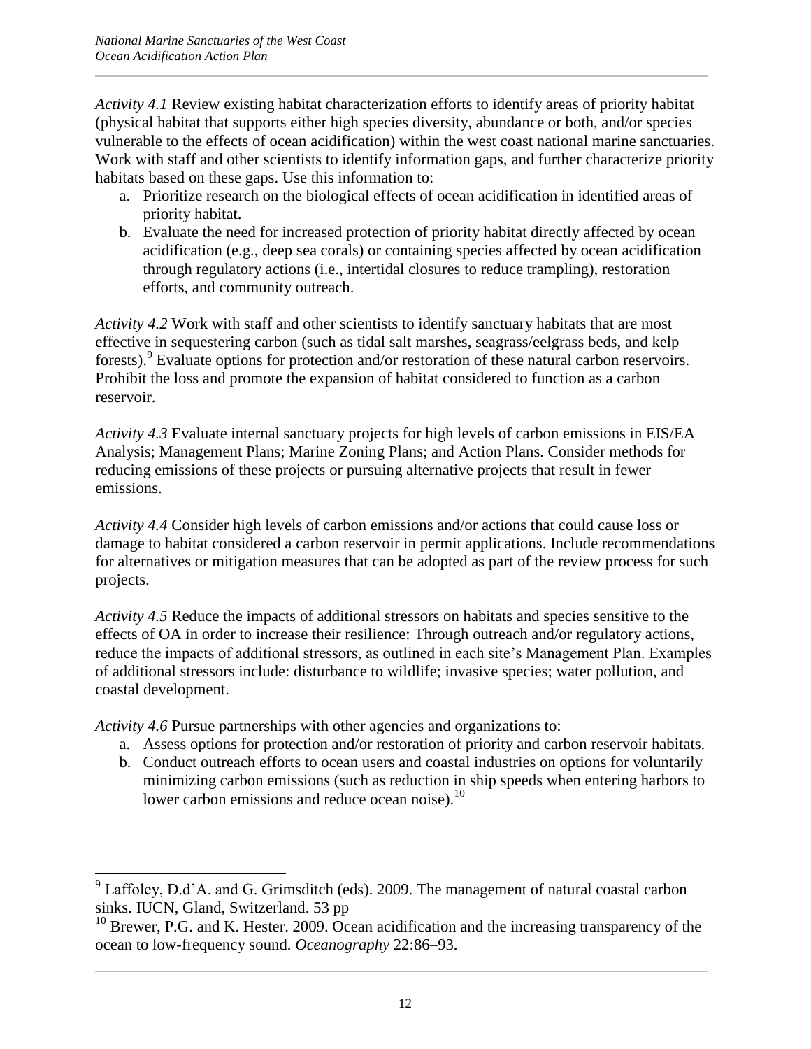*Activity 4.1* Review existing habitat characterization efforts to identify areas of priority habitat (physical habitat that supports either high species diversity, abundance or both, and/or species vulnerable to the effects of ocean acidification) within the west coast national marine sanctuaries. Work with staff and other scientists to identify information gaps, and further characterize priority habitats based on these gaps. Use this information to:

a. Prioritize research on the biological effects of ocean acidification in identified areas of priority habitat.
b. Evaluate the need for increased protection of priority habitat directly affected by ocean acidification (e.g., deep sea corals) or containing species affected by ocean acidification through regulatory actions (i.e., intertidal closures to reduce trampling), restoration efforts, and community outreach.

*Activity 4.2* Work with staff and other scientists to identify sanctuary habitats that are most effective in sequestering carbon (such as tidal salt marshes, seagrass/eelgrass beds, and kelp forests).[9] Evaluate options for protection and/or restoration of these natural carbon reservoirs. Prohibit the loss and promote the expansion of habitat considered to function as a carbon reservoir.

*Activity 4.3* Evaluate internal sanctuary projects for high levels of carbon emissions in EIS/EA Analysis; Management Plans; Marine Zoning Plans; and Action Plans. Consider methods for reducing emissions of these projects or pursuing alternative projects that result in fewer emissions.

*Activity 4.4* Consider high levels of carbon emissions and/or actions that could cause loss or damage to habitat considered a carbon reservoir in permit applications. Include recommendations for alternatives or mitigation measures that can be adopted as part of the review process for such projects.

*Activity 4.5* Reduce the impacts of additional stressors on habitats and species sensitive to the effects of OA in order to increase their resilience: Through outreach and/or regulatory actions, reduce the impacts of additional stressors, as outlined in each site's Management Plan. Examples of additional stressors include: disturbance to wildlife; invasive species; water pollution, and coastal development.

*Activity 4.6* Pursue partnerships with other agencies and organizations to:

a. Assess options for protection and/or restoration of priority and carbon reservoir habitats.
b. Conduct outreach efforts to ocean users and coastal industries on options for voluntarily minimizing carbon emissions (such as reduction in ship speeds when entering harbors to lower carbon emissions and reduce ocean noise).[10]

---

[9] Laffoley, D.d'A. and G. Grimsditch (eds). 2009. The management of natural coastal carbon sinks. IUCN, Gland, Switzerland. 53 pp

[10] Brewer, P.G. and K. Hester. 2009. Ocean acidification and the increasing transparency of the ocean to low-frequency sound. *Oceanography* 22:86–93.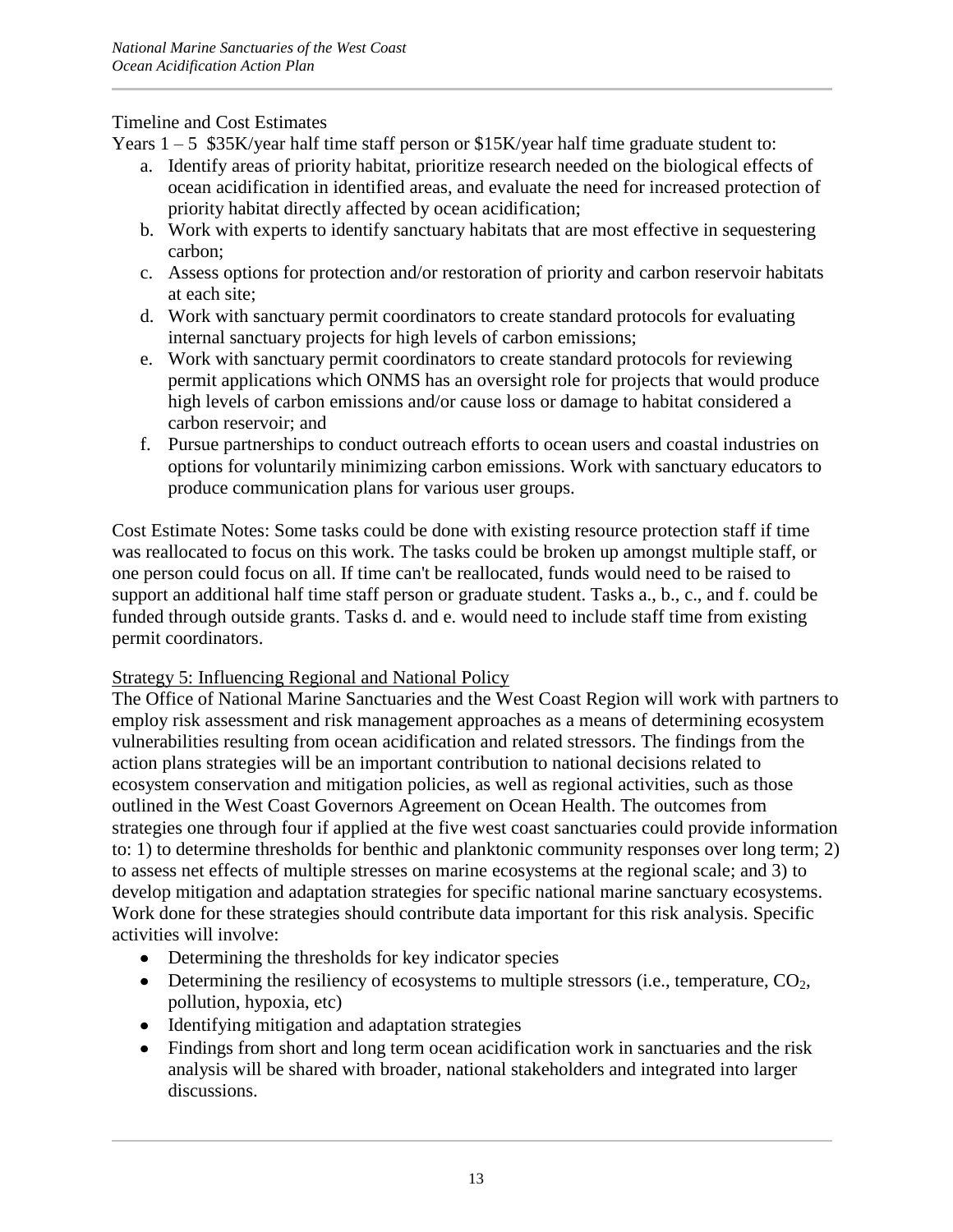Timeline and Cost Estimates

Years 1 – 5 \$35K/year half time staff person or \$15K/year half time graduate student to:

a. Identify areas of priority habitat, prioritize research needed on the biological effects of ocean acidification in identified areas, and evaluate the need for increased protection of priority habitat directly affected by ocean acidification;
b. Work with experts to identify sanctuary habitats that are most effective in sequestering carbon;
c. Assess options for protection and/or restoration of priority and carbon reservoir habitats at each site;
d. Work with sanctuary permit coordinators to create standard protocols for evaluating internal sanctuary projects for high levels of carbon emissions;
e. Work with sanctuary permit coordinators to create standard protocols for reviewing permit applications which ONMS has an oversight role for projects that would produce high levels of carbon emissions and/or cause loss or damage to habitat considered a carbon reservoir; and
f. Pursue partnerships to conduct outreach efforts to ocean users and coastal industries on options for voluntarily minimizing carbon emissions. Work with sanctuary educators to produce communication plans for various user groups.

Cost Estimate Notes: Some tasks could be done with existing resource protection staff if time was reallocated to focus on this work. The tasks could be broken up amongst multiple staff, or one person could focus on all. If time can't be reallocated, funds would need to be raised to support an additional half time staff person or graduate student. Tasks a., b., c., and f. could be funded through outside grants. Tasks d. and e. would need to include staff time from existing permit coordinators.

## Strategy 5: Influencing Regional and National Policy

The Office of National Marine Sanctuaries and the West Coast Region will work with partners to employ risk assessment and risk management approaches as a means of determining ecosystem vulnerabilities resulting from ocean acidification and related stressors. The findings from the action plans strategies will be an important contribution to national decisions related to ecosystem conservation and mitigation policies, as well as regional activities, such as those outlined in the West Coast Governors Agreement on Ocean Health. The outcomes from strategies one through four if applied at the five west coast sanctuaries could provide information to: 1) to determine thresholds for benthic and planktonic community responses over long term; 2) to assess net effects of multiple stresses on marine ecosystems at the regional scale; and 3) to develop mitigation and adaptation strategies for specific national marine sanctuary ecosystems. Work done for these strategies should contribute data important for this risk analysis. Specific activities will involve:

- Determining the thresholds for key indicator species
- Determining the resiliency of ecosystems to multiple stressors (i.e., temperature, $CO_2$, pollution, hypoxia, etc)
- Identifying mitigation and adaptation strategies
- Findings from short and long term ocean acidification work in sanctuaries and the risk analysis will be shared with broader, national stakeholders and integrated into larger discussions.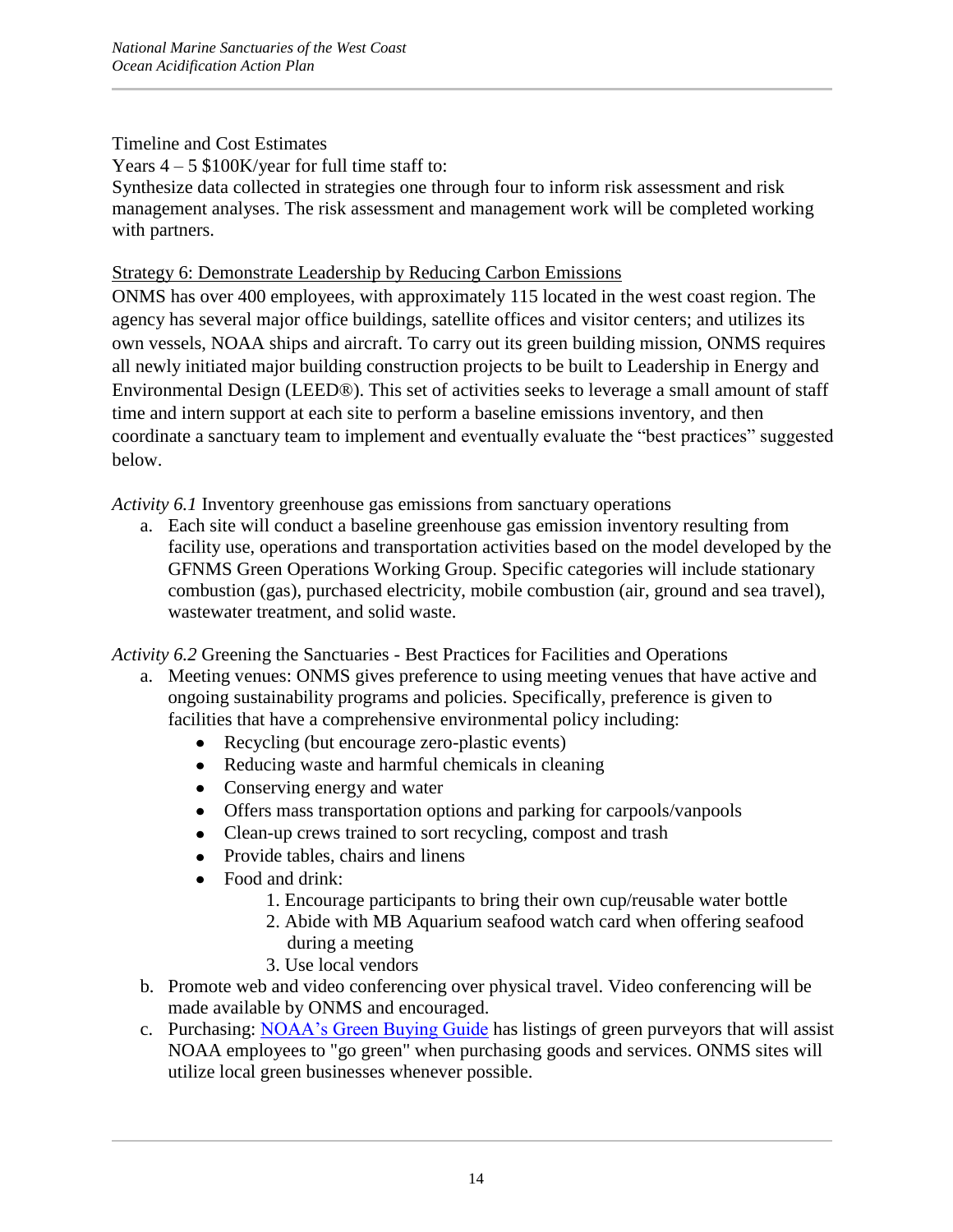Timeline and Cost Estimates

Years 4 – 5 $100K/year for full time staff to:

Synthesize data collected in strategies one through four to inform risk assessment and risk management analyses. The risk assessment and management work will be completed working with partners.

<u>Strategy 6: Demonstrate Leadership by Reducing Carbon Emissions</u>

ONMS has over 400 employees, with approximately 115 located in the west coast region. The agency has several major office buildings, satellite offices and visitor centers; and utilizes its own vessels, NOAA ships and aircraft. To carry out its green building mission, ONMS requires all newly initiated major building construction projects to be built to Leadership in Energy and Environmental Design (LEED®). This set of activities seeks to leverage a small amount of staff time and intern support at each site to perform a baseline emissions inventory, and then coordinate a sanctuary team to implement and eventually evaluate the "best practices" suggested below.

*Activity 6.1* Inventory greenhouse gas emissions from sanctuary operations

a. Each site will conduct a baseline greenhouse gas emission inventory resulting from facility use, operations and transportation activities based on the model developed by the GFNMS Green Operations Working Group. Specific categories will include stationary combustion (gas), purchased electricity, mobile combustion (air, ground and sea travel), wastewater treatment, and solid waste.

*Activity 6.2* Greening the Sanctuaries - Best Practices for Facilities and Operations

a. Meeting venues: ONMS gives preference to using meeting venues that have active and ongoing sustainability programs and policies. Specifically, preference is given to facilities that have a comprehensive environmental policy including:
   - Recycling (but encourage zero-plastic events)
   - Reducing waste and harmful chemicals in cleaning
   - Conserving energy and water
   - Offers mass transportation options and parking for carpools/vanpools
   - Clean-up crews trained to sort recycling, compost and trash
   - Provide tables, chairs and linens
   - Food and drink:
     1. Encourage participants to bring their own cup/reusable water bottle
     2. Abide with MB Aquarium seafood watch card when offering seafood during a meeting
     3. Use local vendors
b. Promote web and video conferencing over physical travel. Video conferencing will be made available by ONMS and encouraged.
c. Purchasing: NOAA's Green Buying Guide has listings of green purveyors that will assist NOAA employees to "go green" when purchasing goods and services. ONMS sites will utilize local green businesses whenever possible.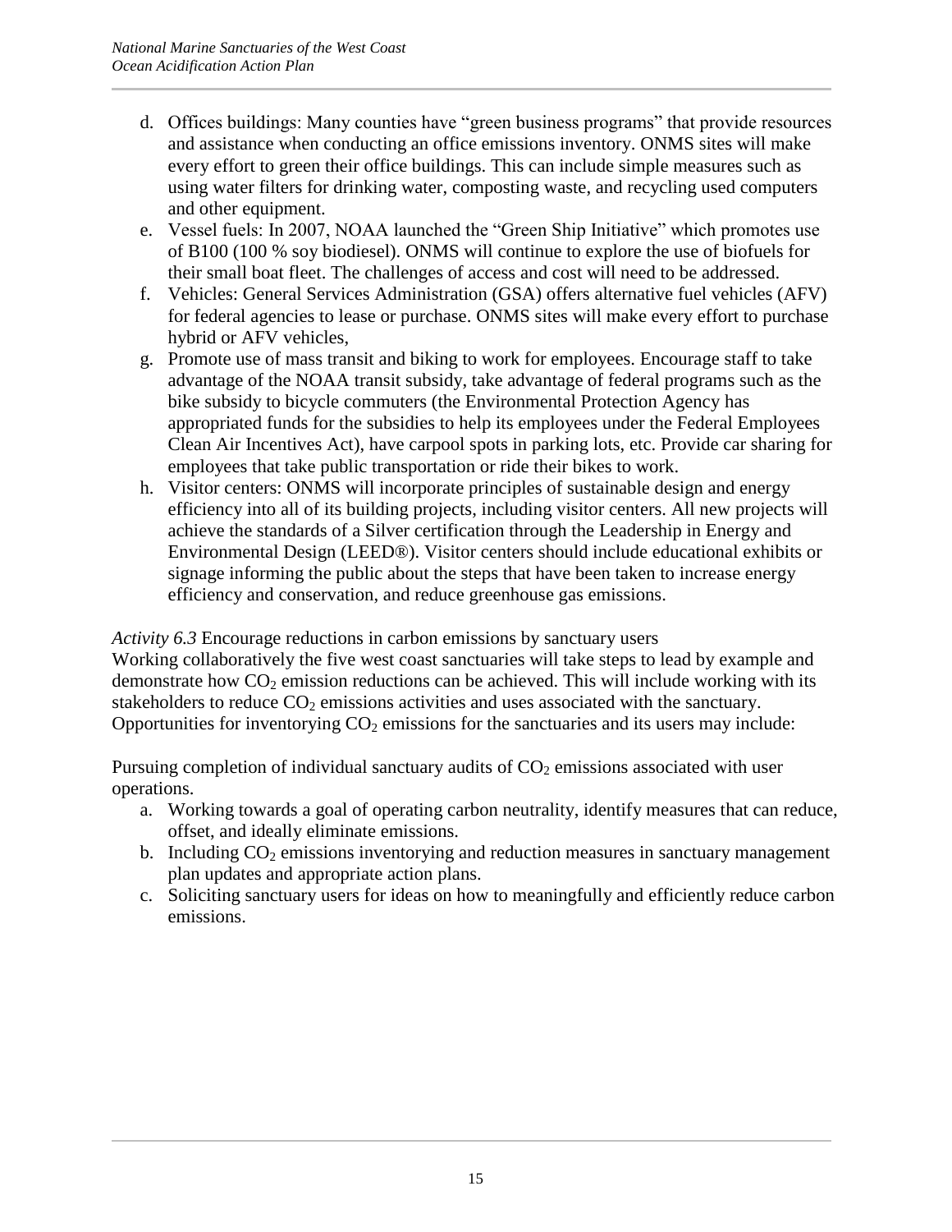d. Offices buildings: Many counties have "green business programs" that provide resources and assistance when conducting an office emissions inventory. ONMS sites will make every effort to green their office buildings. This can include simple measures such as using water filters for drinking water, composting waste, and recycling used computers and other equipment.
e. Vessel fuels: In 2007, NOAA launched the "Green Ship Initiative" which promotes use of B100 (100 % soy biodiesel). ONMS will continue to explore the use of biofuels for their small boat fleet. The challenges of access and cost will need to be addressed.
f. Vehicles: General Services Administration (GSA) offers alternative fuel vehicles (AFV) for federal agencies to lease or purchase. ONMS sites will make every effort to purchase hybrid or AFV vehicles,
g. Promote use of mass transit and biking to work for employees. Encourage staff to take advantage of the NOAA transit subsidy, take advantage of federal programs such as the bike subsidy to bicycle commuters (the Environmental Protection Agency has appropriated funds for the subsidies to help its employees under the Federal Employees Clean Air Incentives Act), have carpool spots in parking lots, etc. Provide car sharing for employees that take public transportation or ride their bikes to work.
h. Visitor centers: ONMS will incorporate principles of sustainable design and energy efficiency into all of its building projects, including visitor centers. All new projects will achieve the standards of a Silver certification through the Leadership in Energy and Environmental Design (LEED®). Visitor centers should include educational exhibits or signage informing the public about the steps that have been taken to increase energy efficiency and conservation, and reduce greenhouse gas emissions.

*Activity 6.3* Encourage reductions in carbon emissions by sanctuary users

Working collaboratively the five west coast sanctuaries will take steps to lead by example and demonstrate how $CO_2$ emission reductions can be achieved. This will include working with its stakeholders to reduce $CO_2$ emissions activities and uses associated with the sanctuary. Opportunities for inventorying $CO_2$ emissions for the sanctuaries and its users may include:

Pursuing completion of individual sanctuary audits of $CO_2$ emissions associated with user operations.

a. Working towards a goal of operating carbon neutrality, identify measures that can reduce, offset, and ideally eliminate emissions.
b. Including $CO_2$ emissions inventorying and reduction measures in sanctuary management plan updates and appropriate action plans.
c. Soliciting sanctuary users for ideas on how to meaningfully and efficiently reduce carbon emissions.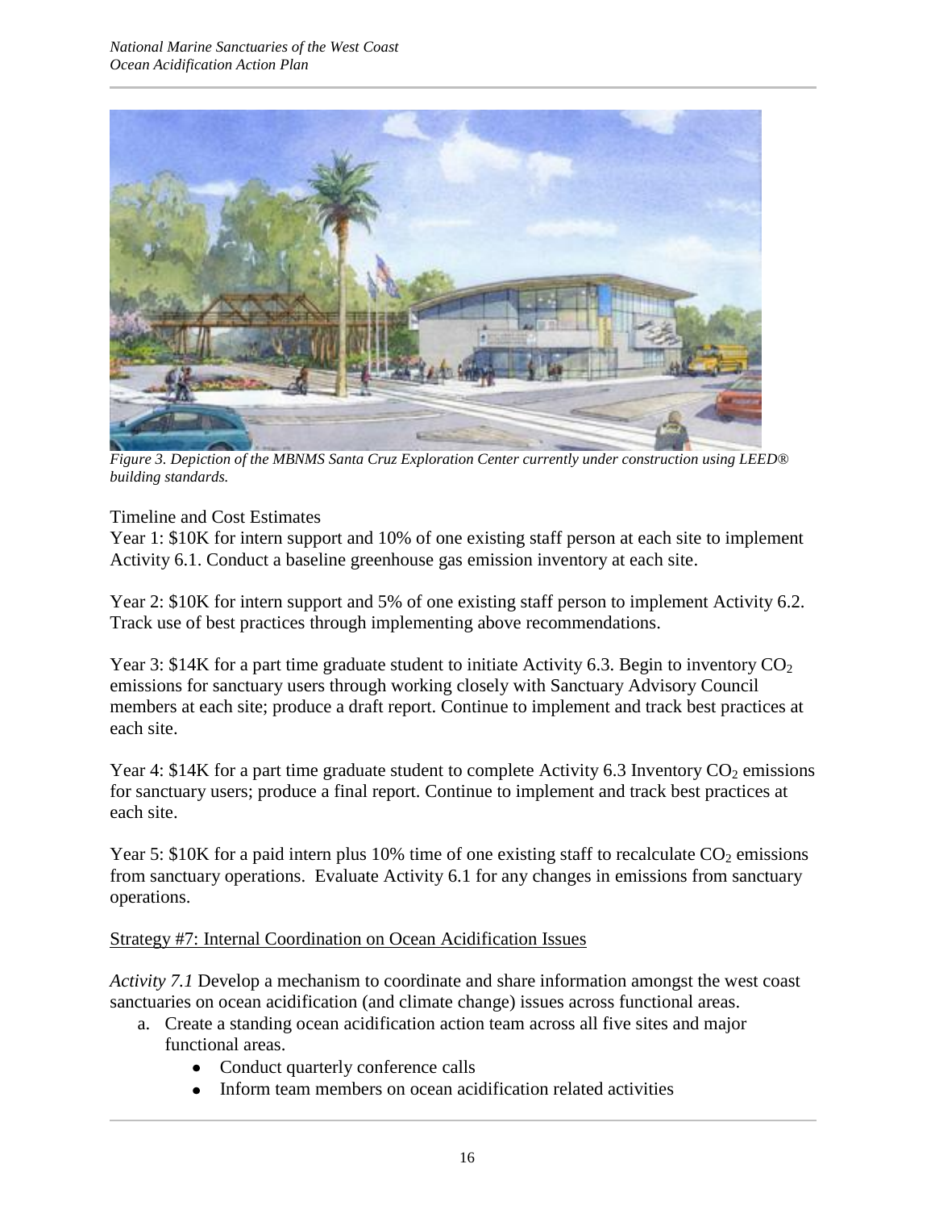*Figure 3. Depiction of the MBNMS Santa Cruz Exploration Center currently under construction using LEED® building standards.*

Timeline and Cost Estimates

Year 1: \$10K for intern support and 10% of one existing staff person at each site to implement Activity 6.1. Conduct a baseline greenhouse gas emission inventory at each site.

Year 2: \$10K for intern support and 5% of one existing staff person to implement Activity 6.2. Track use of best practices through implementing above recommendations.

Year 3: \$14K for a part time graduate student to initiate Activity 6.3. Begin to inventory $CO_2$ emissions for sanctuary users through working closely with Sanctuary Advisory Council members at each site; produce a draft report. Continue to implement and track best practices at each site.

Year 4: \$14K for a part time graduate student to complete Activity 6.3 Inventory $CO_2$ emissions for sanctuary users; produce a final report. Continue to implement and track best practices at each site.

Year 5: \$10K for a paid intern plus 10% time of one existing staff to recalculate $CO_2$ emissions from sanctuary operations. Evaluate Activity 6.1 for any changes in emissions from sanctuary operations.

Strategy #7: Internal Coordination on Ocean Acidification Issues

*Activity 7.1* Develop a mechanism to coordinate and share information amongst the west coast sanctuaries on ocean acidification (and climate change) issues across functional areas.

a. Create a standing ocean acidification action team across all five sites and major functional areas.
    - Conduct quarterly conference calls
    - Inform team members on ocean acidification related activities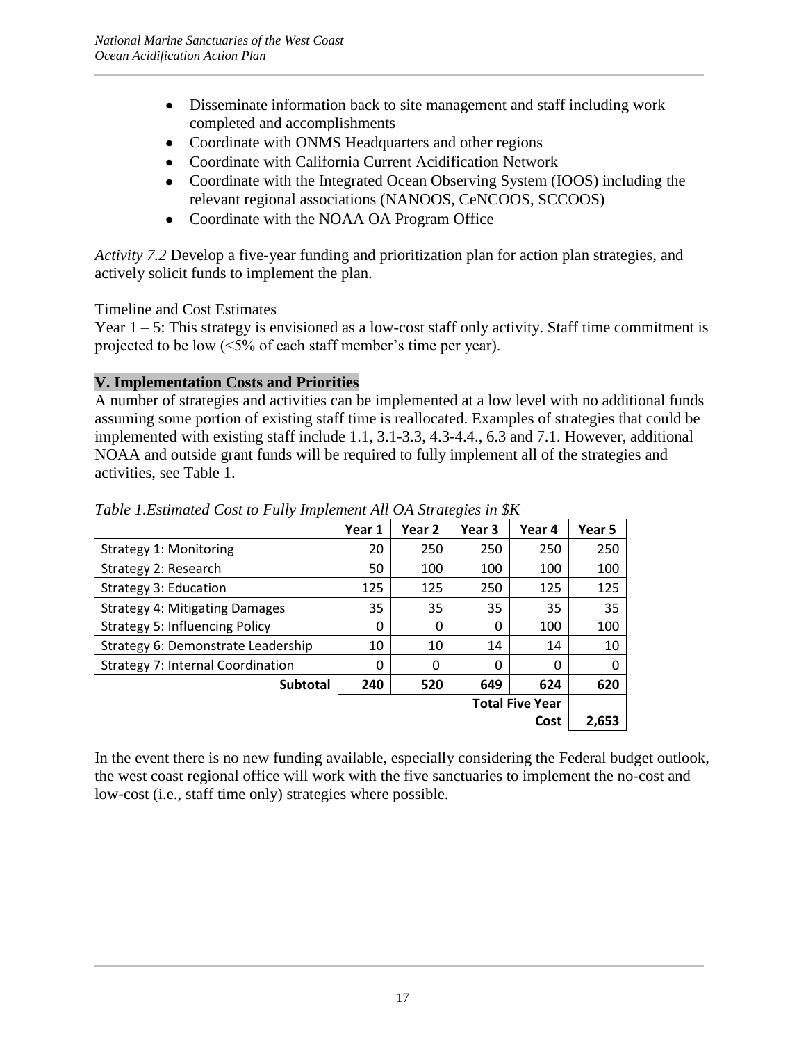- Disseminate information back to site management and staff including work completed and accomplishments
- Coordinate with ONMS Headquarters and other regions
- Coordinate with California Current Acidification Network
- Coordinate with the Integrated Ocean Observing System (IOOS) including the relevant regional associations (NANOOS, CeNCOOS, SCCOOS)
- Coordinate with the NOAA OA Program Office

*Activity 7.2* Develop a five-year funding and prioritization plan for action plan strategies, and actively solicit funds to implement the plan.

Timeline and Cost Estimates

Year 1 – 5: This strategy is envisioned as a low-cost staff only activity. Staff time commitment is projected to be low (<5% of each staff member's time per year).

## V. Implementation Costs and Priorities

A number of strategies and activities can be implemented at a low level with no additional funds assuming some portion of existing staff time is reallocated. Examples of strategies that could be implemented with existing staff include 1.1, 3.1-3.3, 4.3-4.4., 6.3 and 7.1. However, additional NOAA and outside grant funds will be required to fully implement all of the strategies and activities, see Table 1.

*Table 1.Estimated Cost to Fully Implement All OA Strategies in $K*

| | Year 1 | Year 2 | Year 3 | Year 4 | Year 5 |
|---|---|---|---|---|---|
| Strategy 1: Monitoring | 20 | 250 | 250 | 250 | 250 |
| Strategy 2: Research | 50 | 100 | 100 | 100 | 100 |
| Strategy 3: Education | 125 | 125 | 250 | 125 | 125 |
| Strategy 4: Mitigating Damages | 35 | 35 | 35 | 35 | 35 |
| Strategy 5: Influencing Policy | 0 | 0 | 0 | 100 | 100 |
| Strategy 6: Demonstrate Leadership | 10 | 10 | 14 | 14 | 10 |
| Strategy 7: Internal Coordination | 0 | 0 | 0 | 0 | 0 |
| **Subtotal** | **240** | **520** | **649** | **624** | **620** |
| | | | | **Total Five Year Cost** | **2,653** |

In the event there is no new funding available, especially considering the Federal budget outlook, the west coast regional office will work with the five sanctuaries to implement the no-cost and low-cost (i.e., staff time only) strategies where possible.